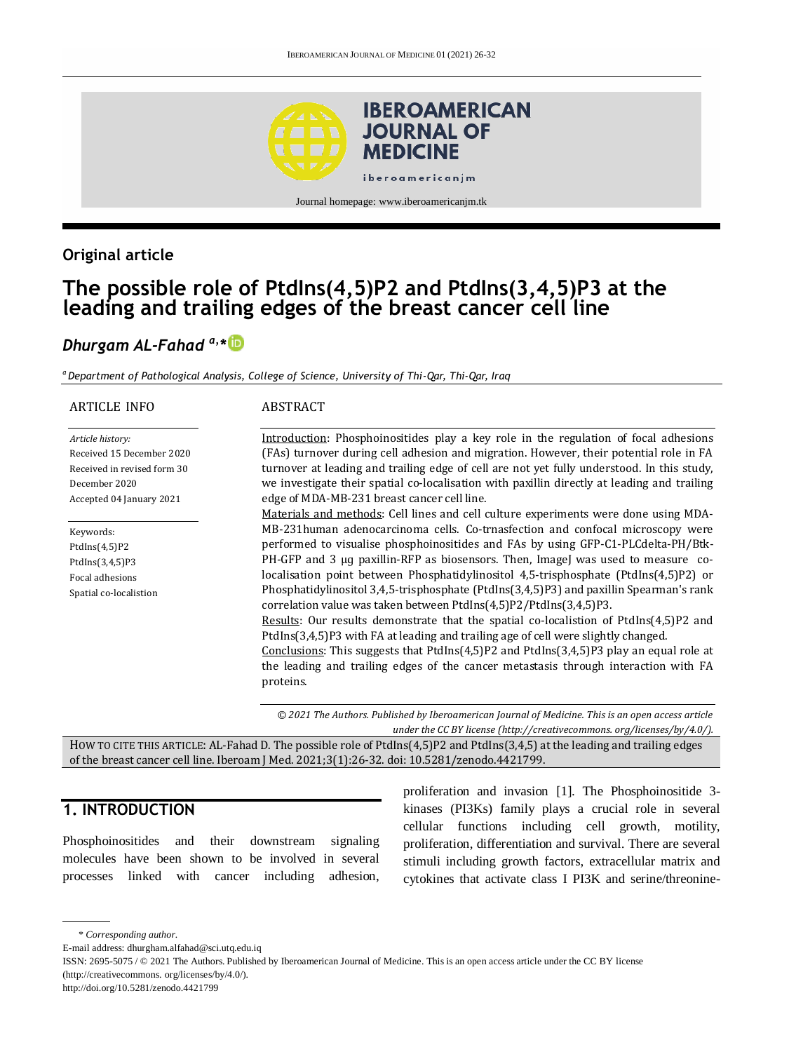## Original article

# The possible role of PtdIns(4,5)P2 and PtdIns(3,4,5)P3 at the leading and trailing edges of the breast cancer cell line

*Dhurgam AL-Fahad* [a,*]

[a] *Department of Pathological Analysis, College of Science, University of Thi-Qar, Thi-Qar, Iraq*

**ARTICLE INFO**

*Article history:*
Received 15 December 2020
Received in revised form 30 December 2020
Accepted 04 January 2021

Keywords:
PtdIns(4,5)P2
PtdIns(3,4,5)P3
Focal adhesions
Spatial co-localistion

**ABSTRACT**

Introduction: Phosphoinositides play a key role in the regulation of focal adhesions (FAs) turnover during cell adhesion and migration. However, their potential role in FA turnover at leading and trailing edge of cell are not yet fully understood. In this study, we investigate their spatial co-localisation with paxillin directly at leading and trailing edge of MDA-MB-231 breast cancer cell line.

Materials and methods: Cell lines and cell culture experiments were done using MDA-MB-231human adenocarcinoma cells. Co-trnasfection and confocal microscopy were performed to visualise phosphoinositides and FAs by using GFP-C1-PLCdelta-PH/Btk-PH-GFP and 3 µg paxillin-RFP as biosensors. Then, ImageJ was used to measure co-localisation point between Phosphatidylinositol 4,5-trisphosphate (PtdIns(4,5)P2) or Phosphatidylinositol 3,4,5-trisphosphate (PtdIns(3,4,5)P3) and paxillin Spearman's rank correlation value was taken between PtdIns(4,5)P2/PtdIns(3,4,5)P3.

Results: Our results demonstrate that the spatial co-localistion of PtdIns(4,5)P2 and PtdIns(3,4,5)P3 with FA at leading and trailing age of cell were slightly changed.

Conclusions: This suggests that PtdIns(4,5)P2 and PtdIns(3,4,5)P3 play an equal role at the leading and trailing edges of the cancer metastasis through interaction with FA proteins.

*© 2021 The Authors. Published by Iberoamerican Journal of Medicine. This is an open access article under the CC BY license (http://creativecommons. org/licenses/by/4.0/).*

HOW TO CITE THIS ARTICLE: AL-Fahad D. The possible role of PtdIns(4,5)P2 and PtdIns(3,4,5) at the leading and trailing edges of the breast cancer cell line. Iberoam J Med. 2021;3(1):26-32. doi: 10.5281/zenodo.4421799.

## 1. INTRODUCTION

Phosphoinositides and their downstream signaling molecules have been shown to be involved in several processes linked with cancer including adhesion, proliferation and invasion [1]. The Phosphoinositide 3-kinases (PI3Ks) family plays a crucial role in several cellular functions including cell growth, motility, proliferation, differentiation and survival. There are several stimuli including growth factors, extracellular matrix and cytokines that activate class I PI3K and serine/threonine-

\* *Corresponding author.*
E-mail address: dhurgham.alfahad@sci.utq.edu.iq
ISSN: 2695-5075 / © 2021 The Authors. Published by Iberoamerican Journal of Medicine. This is an open access article under the CC BY license (http://creativecommons. org/licenses/by/4.0/).
http://doi.org/10.5281/zenodo.4421799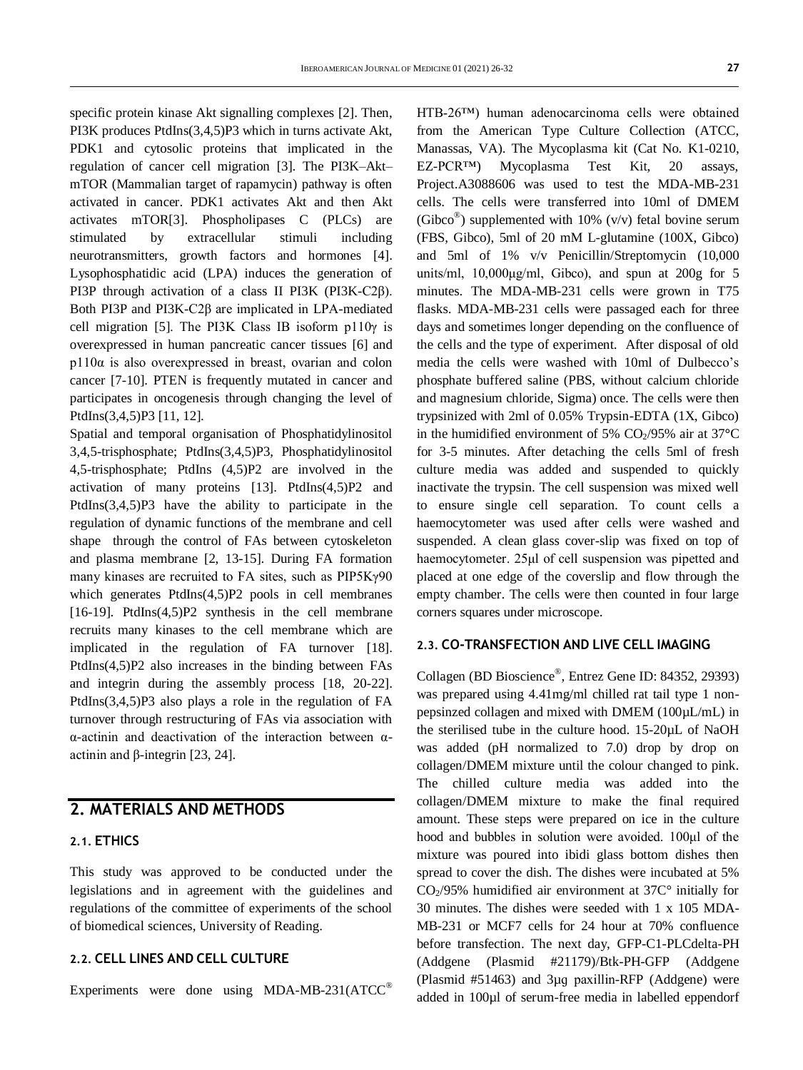specific protein kinase Akt signalling complexes [2]. Then, PI3K produces PtdIns(3,4,5)P3 which in turns activate Akt, PDK1 and cytosolic proteins that implicated in the regulation of cancer cell migration [3]. The PI3K–Akt–mTOR (Mammalian target of rapamycin) pathway is often activated in cancer. PDK1 activates Akt and then Akt activates mTOR[3]. Phospholipases C (PLCs) are stimulated by extracellular stimuli including neurotransmitters, growth factors and hormones [4]. Lysophosphatidic acid (LPA) induces the generation of PI3P through activation of a class II PI3K (PI3K-C2β). Both PI3P and PI3K-C2β are implicated in LPA-mediated cell migration [5]. The PI3K Class IB isoform p110γ is overexpressed in human pancreatic cancer tissues [6] and p110α is also overexpressed in breast, ovarian and colon cancer [7-10]. PTEN is frequently mutated in cancer and participates in oncogenesis through changing the level of PtdIns(3,4,5)P3 [11, 12].

Spatial and temporal organisation of Phosphatidylinositol 3,4,5-trisphosphate; PtdIns(3,4,5)P3, Phosphatidylinositol 4,5-trisphosphate; PtdIns (4,5)P2 are involved in the activation of many proteins [13]. PtdIns(4,5)P2 and PtdIns(3,4,5)P3 have the ability to participate in the regulation of dynamic functions of the membrane and cell shape through the control of FAs between cytoskeleton and plasma membrane [2, 13-15]. During FA formation many kinases are recruited to FA sites, such as PIP5Kγ90 which generates PtdIns(4,5)P2 pools in cell membranes [16-19]. PtdIns(4,5)P2 synthesis in the cell membrane recruits many kinases to the cell membrane which are implicated in the regulation of FA turnover [18]. PtdIns(4,5)P2 also increases in the binding between FAs and integrin during the assembly process [18, 20-22]. PtdIns(3,4,5)P3 also plays a role in the regulation of FA turnover through restructuring of FAs via association with α-actinin and deactivation of the interaction between α-actinin and β-integrin [23, 24].

## 2. MATERIALS AND METHODS

### 2.1. ETHICS

This study was approved to be conducted under the legislations and in agreement with the guidelines and regulations of the committee of experiments of the school of biomedical sciences, University of Reading.

### 2.2. CELL LINES AND CELL CULTURE

Experiments were done using MDA-MB-231(ATCC® HTB-26™) human adenocarcinoma cells were obtained from the American Type Culture Collection (ATCC, Manassas, VA). The Mycoplasma kit (Cat No. K1-0210, EZ-PCR™) Mycoplasma Test Kit, 20 assays, Project.A3088606 was used to test the MDA-MB-231 cells. The cells were transferred into 10ml of DMEM (Gibco®) supplemented with 10% (v/v) fetal bovine serum (FBS, Gibco), 5ml of 20 mM L-glutamine (100X, Gibco) and 5ml of 1% v/v Penicillin/Streptomycin (10,000 units/ml, 10,000μg/ml, Gibco), and spun at 200g for 5 minutes. The MDA-MB-231 cells were grown in T75 flasks. MDA-MB-231 cells were passaged each for three days and sometimes longer depending on the confluence of the cells and the type of experiment. After disposal of old media the cells were washed with 10ml of Dulbecco's phosphate buffered saline (PBS, without calcium chloride and magnesium chloride, Sigma) once. The cells were then trypsinized with 2ml of 0.05% Trypsin-EDTA (1X, Gibco) in the humidified environment of 5% $CO_2$/95% air at 37°C for 3-5 minutes. After detaching the cells 5ml of fresh culture media was added and suspended to quickly inactivate the trypsin. The cell suspension was mixed well to ensure single cell separation. To count cells a haemocytometer was used after cells were washed and suspended. A clean glass cover-slip was fixed on top of haemocytometer. 25μl of cell suspension was pipetted and placed at one edge of the coverslip and flow through the empty chamber. The cells were then counted in four large corners squares under microscope.

### 2.3. CO-TRANSFECTION AND LIVE CELL IMAGING

Collagen (BD Bioscience®, Entrez Gene ID: 84352, 29393) was prepared using 4.41mg/ml chilled rat tail type 1 non-pepsinzed collagen and mixed with DMEM (100μL/mL) in the sterilised tube in the culture hood. 15-20μL of NaOH was added (pH normalized to 7.0) drop by drop on collagen/DMEM mixture until the colour changed to pink. The chilled culture media was added into the collagen/DMEM mixture to make the final required amount. These steps were prepared on ice in the culture hood and bubbles in solution were avoided. 100μl of the mixture was poured into ibidi glass bottom dishes then spread to cover the dish. The dishes were incubated at 5% $CO_2$/95% humidified air environment at 37C° initially for 30 minutes. The dishes were seeded with 1 x 105 MDA-MB-231 or MCF7 cells for 24 hour at 70% confluence before transfection. The next day, GFP-C1-PLCdelta-PH (Addgene (Plasmid #21179)/Btk-PH-GFP (Addgene (Plasmid #51463) and 3μg paxillin-RFP (Addgene) were added in 100μl of serum-free media in labelled eppendorf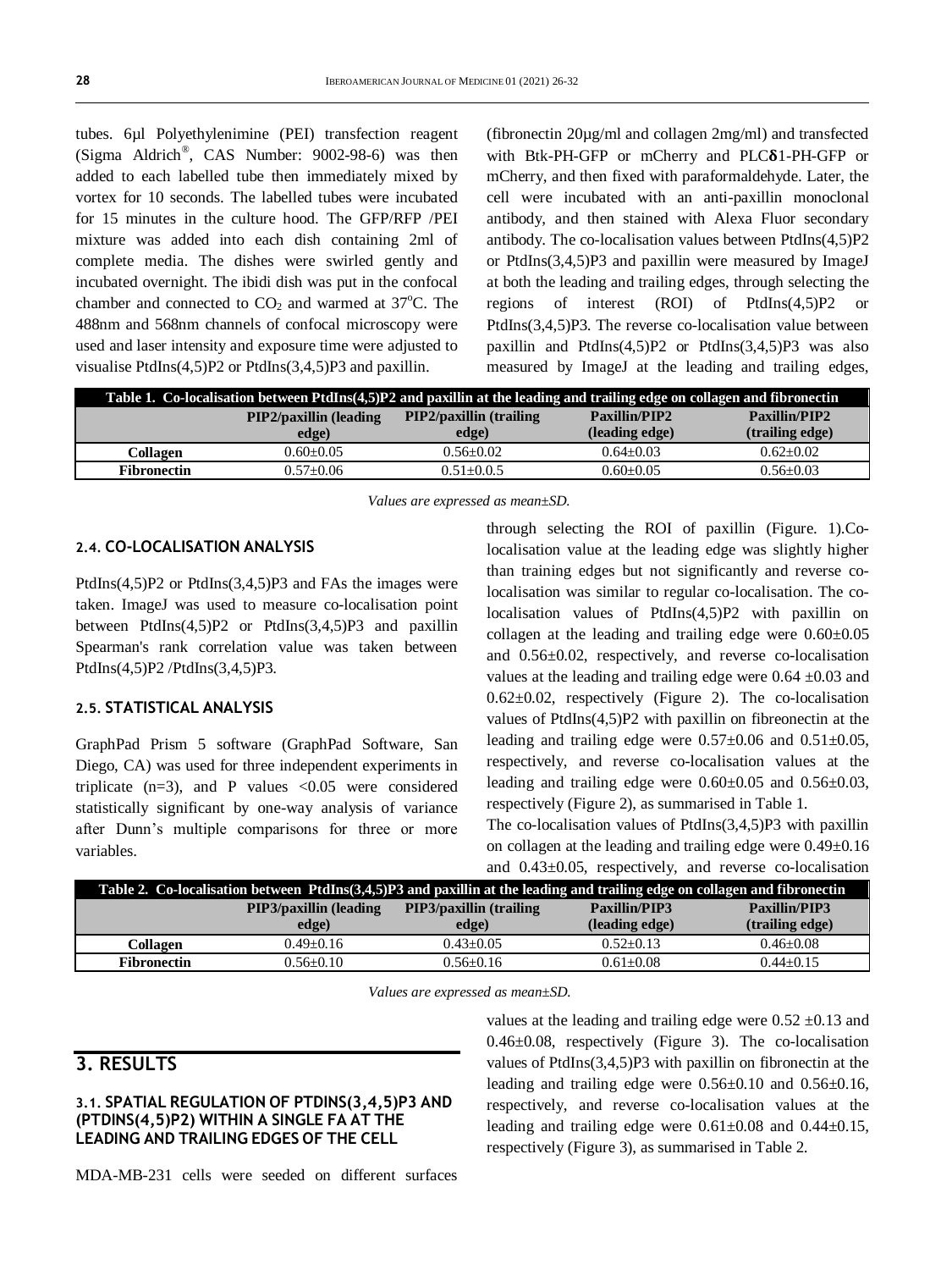tubes. 6µl Polyethylenimine (PEI) transfection reagent (Sigma Aldrich®, CAS Number: 9002-98-6) was then added to each labelled tube then immediately mixed by vortex for 10 seconds. The labelled tubes were incubated for 15 minutes in the culture hood. The GFP/RFP /PEI mixture was added into each dish containing 2ml of complete media. The dishes were swirled gently and incubated overnight. The ibidi dish was put in the confocal chamber and connected to $CO_2$ and warmed at 37°C. The 488nm and 568nm channels of confocal microscopy were used and laser intensity and exposure time were adjusted to visualise PtdIns(4,5)P2 or PtdIns(3,4,5)P3 and paxillin.

### 2.4. CO-LOCALISATION ANALYSIS

PtdIns(4,5)P2 or PtdIns(3,4,5)P3 and FAs the images were taken. ImageJ was used to measure co-localisation point between PtdIns(4,5)P2 or PtdIns(3,4,5)P3 and paxillin Spearman's rank correlation value was taken between PtdIns(4,5)P2 /PtdIns(3,4,5)P3.

### 2.5. STATISTICAL ANALYSIS

GraphPad Prism 5 software (GraphPad Software, San Diego, CA) was used for three independent experiments in triplicate (n=3), and P values <0.05 were considered statistically significant by one-way analysis of variance after Dunn's multiple comparisons for three or more variables.

## 3. RESULTS

### 3.1. SPATIAL REGULATION OF PTDINS(3,4,5)P3 AND (PTDINS(4,5)P2) WITHIN A SINGLE FA AT THE LEADING AND TRAILING EDGES OF THE CELL

MDA-MB-231 cells were seeded on different surfaces (fibronectin 20µg/ml and collagen 2mg/ml) and transfected with Btk-PH-GFP or mCherry and PLCδ1-PH-GFP or mCherry, and then fixed with paraformaldehyde. Later, the cell were incubated with an anti-paxillin monoclonal antibody, and then stained with Alexa Fluor secondary antibody. The co-localisation values between PtdIns(4,5)P2 or PtdIns(3,4,5)P3 and paxillin were measured by ImageJ at both the leading and trailing edges, through selecting the regions of interest (ROI) of PtdIns(4,5)P2 or PtdIns(3,4,5)P3. The reverse co-localisation value between paxillin and PtdIns(4,5)P2 or PtdIns(3,4,5)P3 was also measured by ImageJ at the leading and trailing edges, through selecting the ROI of paxillin (Figure. 1).Co-localisation value at the leading edge was slightly higher than training edges but not significantly and reverse co-localisation was similar to regular co-localisation. The co-localisation values of PtdIns(4,5)P2 with paxillin on collagen at the leading and trailing edge were 0.60±0.05 and 0.56±0.02, respectively, and reverse co-localisation values at the leading and trailing edge were 0.64 ±0.03 and 0.62±0.02, respectively (Figure 2). The co-localisation values of PtdIns(4,5)P2 with paxillin on fibreonectin at the leading and trailing edge were 0.57±0.06 and 0.51±0.05, respectively, and reverse co-localisation values at the leading and trailing edge were 0.60±0.05 and 0.56±0.03, respectively (Figure 2), as summarised in Table 1.

**Table 1. Co-localisation between PtdIns(4,5)P2 and paxillin at the leading and trailing edge on collagen and fibronectin**

| | PIP2/paxillin (leading edge) | PIP2/paxillin (trailing edge) | Paxillin/PIP2 (leading edge) | Paxillin/PIP2 (trailing edge) |
|---|---|---|---|---|
| **Collagen** | 0.60±0.05 | 0.56±0.02 | 0.64±0.03 | 0.62±0.02 |
| **Fibronectin** | 0.57±0.06 | 0.51±0.0.5 | 0.60±0.05 | 0.56±0.03 |

*Values are expressed as mean±SD.*

The co-localisation values of PtdIns(3,4,5)P3 with paxillin on collagen at the leading and trailing edge were 0.49±0.16 and 0.43±0.05, respectively, and reverse co-localisation values at the leading and trailing edge were 0.52 ±0.13 and 0.46±0.08, respectively (Figure 3). The co-localisation values of PtdIns(3,4,5)P3 with paxillin on fibronectin at the leading and trailing edge were 0.56±0.10 and 0.56±0.16, respectively, and reverse co-localisation values at the leading and trailing edge were 0.61±0.08 and 0.44±0.15, respectively (Figure 3), as summarised in Table 2.

**Table 2. Co-localisation between PtdIns(3,4,5)P3 and paxillin at the leading and trailing edge on collagen and fibronectin**

| | PIP3/paxillin (leading edge) | PIP3/paxillin (trailing edge) | Paxillin/PIP3 (leading edge) | Paxillin/PIP3 (trailing edge) |
|---|---|---|---|---|
| **Collagen** | 0.49±0.16 | 0.43±0.05 | 0.52±0.13 | 0.46±0.08 |
| **Fibronectin** | 0.56±0.10 | 0.56±0.16 | 0.61±0.08 | 0.44±0.15 |

*Values are expressed as mean±SD.*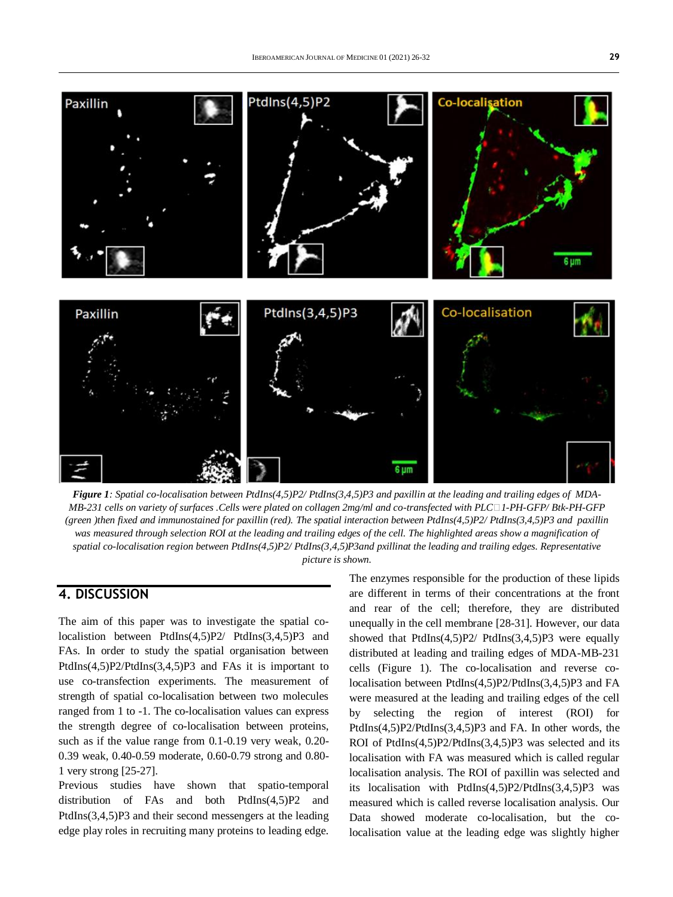*Figure 1: Spatial co-localisation between PtdIns(4,5)P2/ PtdIns(3,4,5)P3 and paxillin at the leading and trailing edges of MDA-MB-231 cells on variety of surfaces .Cells were plated on collagen 2mg/ml and co-transfected with PLC□1-PH-GFP/ Btk-PH-GFP (green )then fixed and immunostained for paxillin (red). The spatial interaction between PtdIns(4,5)P2/ PtdIns(3,4,5)P3 and paxillin was measured through selection ROI at the leading and trailing edges of the cell. The highlighted areas show a magnification of spatial co-localisation region between PtdIns(4,5)P2/ PtdIns(3,4,5)P3and pxillinat the leading and trailing edges. Representative picture is shown.*

## 4. DISCUSSION

The aim of this paper was to investigate the spatial co-localistion between PtdIns(4,5)P2/ PtdIns(3,4,5)P3 and FAs. In order to study the spatial organisation between PtdIns(4,5)P2/PtdIns(3,4,5)P3 and FAs it is important to use co-transfection experiments. The measurement of strength of spatial co-localisation between two molecules ranged from 1 to -1. The co-localisation values can express the strength degree of co-localisation between proteins, such as if the value range from 0.1-0.19 very weak, 0.20-0.39 weak, 0.40-0.59 moderate, 0.60-0.79 strong and 0.80-1 very strong [25-27].

Previous studies have shown that spatio-temporal distribution of FAs and both PtdIns(4,5)P2 and PtdIns(3,4,5)P3 and their second messengers at the leading edge play roles in recruiting many proteins to leading edge. The enzymes responsible for the production of these lipids are different in terms of their concentrations at the front and rear of the cell; therefore, they are distributed unequally in the cell membrane [28-31]. However, our data showed that PtdIns(4,5)P2/ PtdIns(3,4,5)P3 were equally distributed at leading and trailing edges of MDA-MB-231 cells (Figure 1). The co-localisation and reverse co-localisation between PtdIns(4,5)P2/PtdIns(3,4,5)P3 and FA were measured at the leading and trailing edges of the cell by selecting the region of interest (ROI) for PtdIns(4,5)P2/PtdIns(3,4,5)P3 and FA. In other words, the ROI of PtdIns(4,5)P2/PtdIns(3,4,5)P3 was selected and its localisation with FA was measured which is called regular localisation analysis. The ROI of paxillin was selected and its localisation with PtdIns(4,5)P2/PtdIns(3,4,5)P3 was measured which is called reverse localisation analysis. Our Data showed moderate co-localisation, but the co-localisation value at the leading edge was slightly higher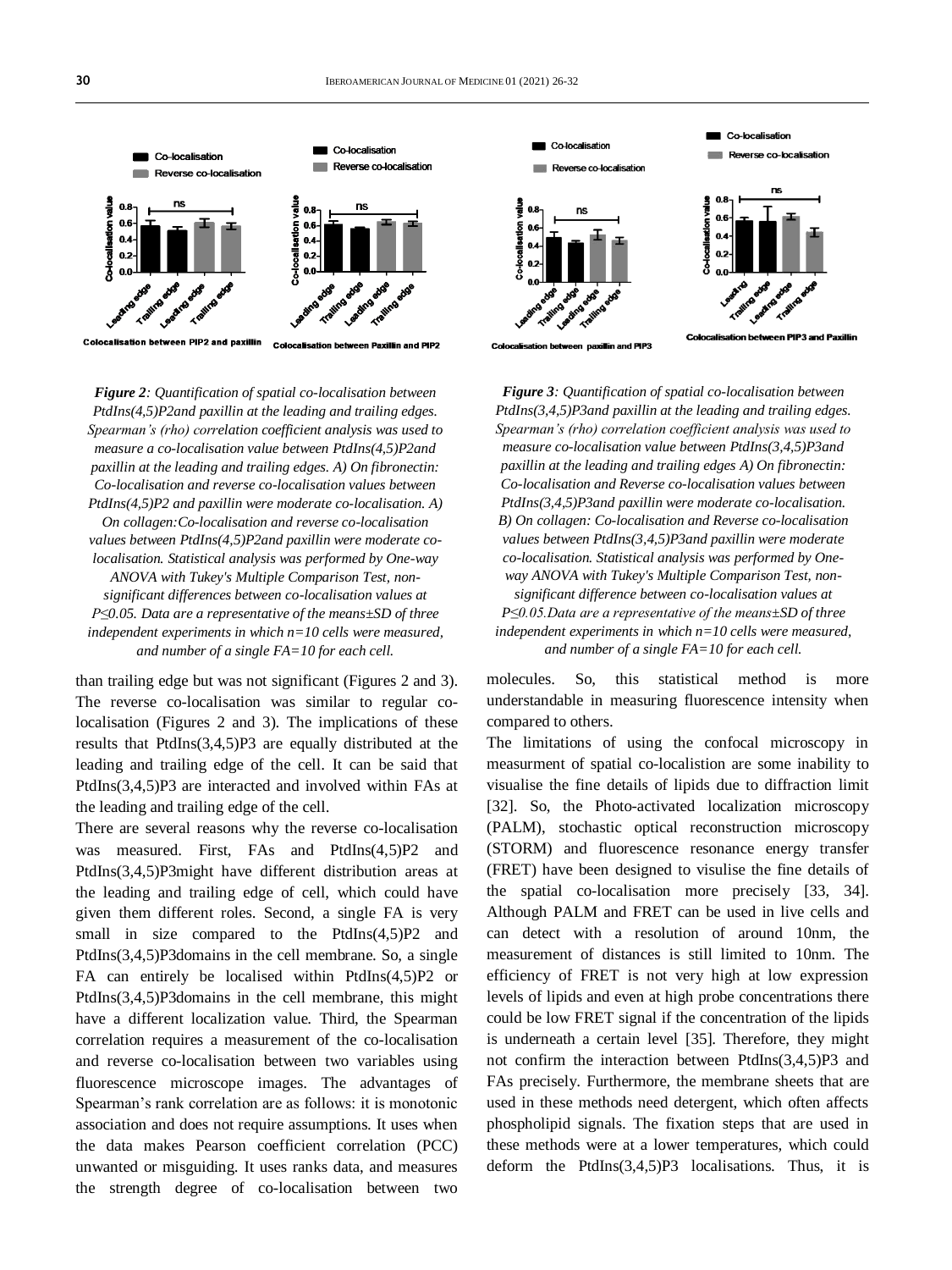*Figure 2: Quantification of spatial co-localisation between PtdIns(4,5)P2and paxillin at the leading and trailing edges. Spearman's (rho) correlation coefficient analysis was used to measure a co-localisation value between PtdIns(4,5)P2and paxillin at the leading and trailing edges. A) On fibronectin: Co-localisation and reverse co-localisation values between PtdIns(4,5)P2 and paxillin were moderate co-localisation. A) On collagen:Co-localisation and reverse co-localisation values between PtdIns(4,5)P2and paxillin were moderate co-localisation. Statistical analysis was performed by One-way ANOVA with Tukey's Multiple Comparison Test, non-significant differences between co-localisation values at P≤0.05. Data are a representative of the means±SD of three independent experiments in which n=10 cells were measured, and number of a single FA=10 for each cell.*

*Figure 3: Quantification of spatial co-localisation between PtdIns(3,4,5)P3and paxillin at the leading and trailing edges. Spearman's (rho) correlation coefficient analysis was used to measure co-localisation value between PtdIns(3,4,5)P3and paxillin at the leading and trailing edges A) On fibronectin: Co-localisation and Reverse co-localisation values between PtdIns(3,4,5)P3and paxillin were moderate co-localisation. B) On collagen: Co-localisation and Reverse co-localisation values between PtdIns(3,4,5)P3and paxillin were moderate co-localisation. Statistical analysis was performed by One-way ANOVA with Tukey's Multiple Comparison Test, non-significant difference between co-localisation values at P≤0.05.Data are a representative of the means±SD of three independent experiments in which n=10 cells were measured, and number of a single FA=10 for each cell.*

than trailing edge but was not significant (Figures 2 and 3). The reverse co-localisation was similar to regular co-localisation (Figures 2 and 3). The implications of these results that PtdIns(3,4,5)P3 are equally distributed at the leading and trailing edge of the cell. It can be said that PtdIns(3,4,5)P3 are interacted and involved within FAs at the leading and trailing edge of the cell.

There are several reasons why the reverse co-localisation was measured. First, FAs and PtdIns(4,5)P2 and PtdIns(3,4,5)P3might have different distribution areas at the leading and trailing edge of cell, which could have given them different roles. Second, a single FA is very small in size compared to the PtdIns(4,5)P2 and PtdIns(3,4,5)P3domains in the cell membrane. So, a single FA can entirely be localised within PtdIns(4,5)P2 or PtdIns(3,4,5)P3domains in the cell membrane, this might have a different localization value. Third, the Spearman correlation requires a measurement of the co-localisation and reverse co-localisation between two variables using fluorescence microscope images. The advantages of Spearman's rank correlation are as follows: it is monotonic association and does not require assumptions. It uses when the data makes Pearson coefficient correlation (PCC) unwanted or misguiding. It uses ranks data, and measures the strength degree of co-localisation between two molecules. So, this statistical method is more understandable in measuring fluorescence intensity when compared to others.

The limitations of using the confocal microscopy in measurment of spatial co-localistion are some inability to visualise the fine details of lipids due to diffraction limit [32]. So, the Photo-activated localization microscopy (PALM), stochastic optical reconstruction microscopy (STORM) and fluorescence resonance energy transfer (FRET) have been designed to visulise the fine details of the spatial co-localisation more precisely [33, 34]. Although PALM and FRET can be used in live cells and can detect with a resolution of around 10nm, the measurement of distances is still limited to 10nm. The efficiency of FRET is not very high at low expression levels of lipids and even at high probe concentrations there could be low FRET signal if the concentration of the lipids is underneath a certain level [35]. Therefore, they might not confirm the interaction between PtdIns(3,4,5)P3 and FAs precisely. Furthermore, the membrane sheets that are used in these methods need detergent, which often affects phospholipid signals. The fixation steps that are used in these methods were at a lower temperatures, which could deform the PtdIns(3,4,5)P3 localisations. Thus, it is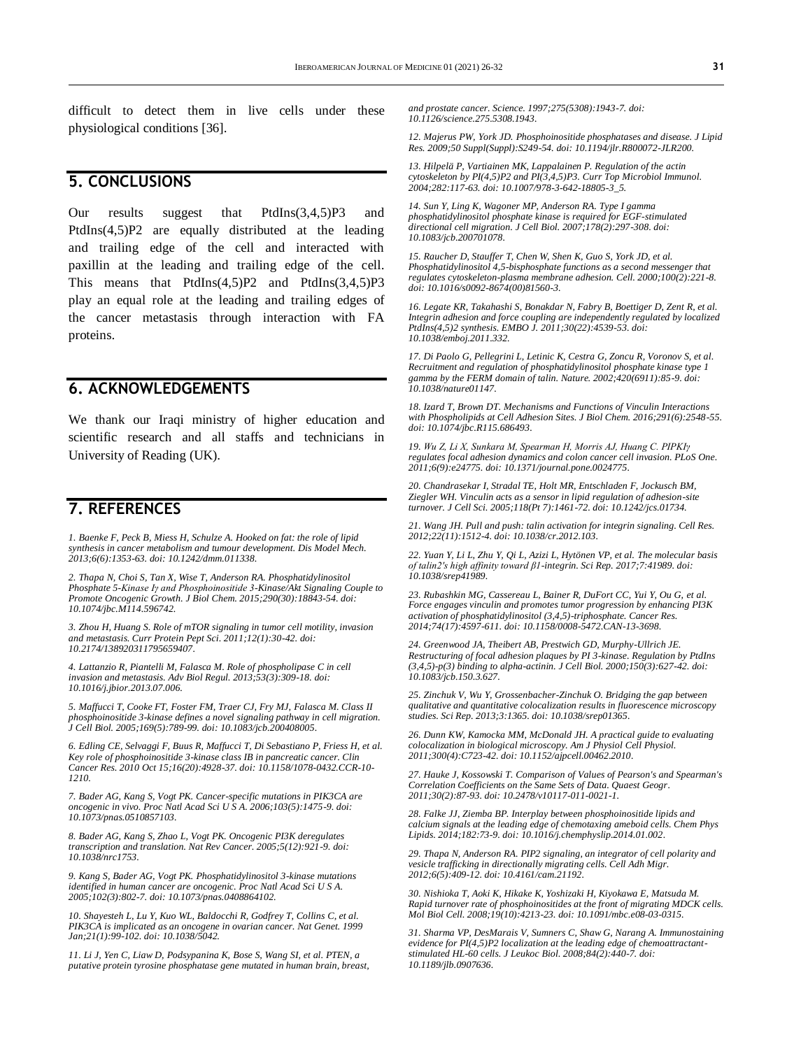difficult to detect them in live cells under these physiological conditions [36].

## 5. CONCLUSIONS

Our results suggest that PtdIns(3,4,5)P3 and PtdIns(4,5)P2 are equally distributed at the leading and trailing edge of the cell and interacted with paxillin at the leading and trailing edge of the cell. This means that PtdIns(4,5)P2 and PtdIns(3,4,5)P3 play an equal role at the leading and trailing edges of the cancer metastasis through interaction with FA proteins.

## 6. ACKNOWLEDGEMENTS

We thank our Iraqi ministry of higher education and scientific research and all staffs and technicians in University of Reading (UK).

## 7. REFERENCES

*1. Baenke F, Peck B, Miess H, Schulze A. Hooked on fat: the role of lipid synthesis in cancer metabolism and tumour development. Dis Model Mech. 2013;6(6):1353-63. doi: 10.1242/dmm.011338.*

*2. Thapa N, Choi S, Tan X, Wise T, Anderson RA. Phosphatidylinositol Phosphate 5-Kinase Iγ and Phosphoinositide 3-Kinase/Akt Signaling Couple to Promote Oncogenic Growth. J Biol Chem. 2015;290(30):18843-54. doi: 10.1074/jbc.M114.596742.*

*3. Zhou H, Huang S. Role of mTOR signaling in tumor cell motility, invasion and metastasis. Curr Protein Pept Sci. 2011;12(1):30-42. doi: 10.2174/138920311795659407.*

*4. Lattanzio R, Piantelli M, Falasca M. Role of phospholipase C in cell invasion and metastasis. Adv Biol Regul. 2013;53(3):309-18. doi: 10.1016/j.jbior.2013.07.006.*

*5. Maffucci T, Cooke FT, Foster FM, Traer CJ, Fry MJ, Falasca M. Class II phosphoinositide 3-kinase defines a novel signaling pathway in cell migration. J Cell Biol. 2005;169(5):789-99. doi: 10.1083/jcb.200408005.*

*6. Edling CE, Selvaggi F, Buus R, Maffucci T, Di Sebastiano P, Friess H, et al. Key role of phosphoinositide 3-kinase class IB in pancreatic cancer. Clin Cancer Res. 2010 Oct 15;16(20):4928-37. doi: 10.1158/1078-0432.CCR-10-1210.*

*7. Bader AG, Kang S, Vogt PK. Cancer-specific mutations in PIK3CA are oncogenic in vivo. Proc Natl Acad Sci U S A. 2006;103(5):1475-9. doi: 10.1073/pnas.0510857103.*

*8. Bader AG, Kang S, Zhao L, Vogt PK. Oncogenic PI3K deregulates transcription and translation. Nat Rev Cancer. 2005;5(12):921-9. doi: 10.1038/nrc1753.*

*9. Kang S, Bader AG, Vogt PK. Phosphatidylinositol 3-kinase mutations identified in human cancer are oncogenic. Proc Natl Acad Sci U S A. 2005;102(3):802-7. doi: 10.1073/pnas.0408864102.*

*10. Shayesteh L, Lu Y, Kuo WL, Baldocchi R, Godfrey T, Collins C, et al. PIK3CA is implicated as an oncogene in ovarian cancer. Nat Genet. 1999 Jan;21(1):99-102. doi: 10.1038/5042.*

*11. Li J, Yen C, Liaw D, Podsypanina K, Bose S, Wang SI, et al. PTEN, a putative protein tyrosine phosphatase gene mutated in human brain, breast, and prostate cancer. Science. 1997;275(5308):1943-7. doi: 10.1126/science.275.5308.1943.*

*12. Majerus PW, York JD. Phosphoinositide phosphatases and disease. J Lipid Res. 2009;50 Suppl(Suppl):S249-54. doi: 10.1194/jlr.R800072-JLR200.*

*13. Hilpelä P, Vartiainen MK, Lappalainen P. Regulation of the actin cytoskeleton by PI(4,5)P2 and PI(3,4,5)P3. Curr Top Microbiol Immunol. 2004;282:117-63. doi: 10.1007/978-3-642-18805-3_5.*

*14. Sun Y, Ling K, Wagoner MP, Anderson RA. Type I gamma phosphatidylinositol phosphate kinase is required for EGF-stimulated directional cell migration. J Cell Biol. 2007;178(2):297-308. doi: 10.1083/jcb.200701078.*

*15. Raucher D, Stauffer T, Chen W, Shen K, Guo S, York JD, et al. Phosphatidylinositol 4,5-bisphosphate functions as a second messenger that regulates cytoskeleton-plasma membrane adhesion. Cell. 2000;100(2):221-8. doi: 10.1016/s0092-8674(00)81560-3.*

*16. Legate KR, Takahashi S, Bonakdar N, Fabry B, Boettiger D, Zent R, et al. Integrin adhesion and force coupling are independently regulated by localized PtdIns(4,5)2 synthesis. EMBO J. 2011;30(22):4539-53. doi: 10.1038/emboj.2011.332.*

*17. Di Paolo G, Pellegrini L, Letinic K, Cestra G, Zoncu R, Voronov S, et al. Recruitment and regulation of phosphatidylinositol phosphate kinase type 1 gamma by the FERM domain of talin. Nature. 2002;420(6911):85-9. doi: 10.1038/nature01147.*

*18. Izard T, Brown DT. Mechanisms and Functions of Vinculin Interactions with Phospholipids at Cell Adhesion Sites. J Biol Chem. 2016;291(6):2548-55. doi: 10.1074/jbc.R115.686493.*

*19. Wu Z, Li X, Sunkara M, Spearman H, Morris AJ, Huang C. PIPKIγ regulates focal adhesion dynamics and colon cancer cell invasion. PLoS One. 2011;6(9):e24775. doi: 10.1371/journal.pone.0024775.*

*20. Chandrasekar I, Stradal TE, Holt MR, Entschladen F, Jockusch BM, Ziegler WH. Vinculin acts as a sensor in lipid regulation of adhesion-site turnover. J Cell Sci. 2005;118(Pt 7):1461-72. doi: 10.1242/jcs.01734.*

*21. Wang JH. Pull and push: talin activation for integrin signaling. Cell Res. 2012;22(11):1512-4. doi: 10.1038/cr.2012.103.*

*22. Yuan Y, Li L, Zhu Y, Qi L, Azizi L, Hytönen VP, et al. The molecular basis of talin2's high affinity toward β1-integrin. Sci Rep. 2017;7:41989. doi: 10.1038/srep41989.*

*23. Rubashkin MG, Cassereau L, Bainer R, DuFort CC, Yui Y, Ou G, et al. Force engages vinculin and promotes tumor progression by enhancing PI3K activation of phosphatidylinositol (3,4,5)-triphosphate. Cancer Res. 2014;74(17):4597-611. doi: 10.1158/0008-5472.CAN-13-3698.*

*24. Greenwood JA, Theibert AB, Prestwich GD, Murphy-Ullrich JE. Restructuring of focal adhesion plaques by PI 3-kinase. Regulation by PtdIns (3,4,5)-p(3) binding to alpha-actinin. J Cell Biol. 2000;150(3):627-42. doi: 10.1083/jcb.150.3.627.*

*25. Zinchuk V, Wu Y, Grossenbacher-Zinchuk O. Bridging the gap between qualitative and quantitative colocalization results in fluorescence microscopy studies. Sci Rep. 2013;3:1365. doi: 10.1038/srep01365.*

*26. Dunn KW, Kamocka MM, McDonald JH. A practical guide to evaluating colocalization in biological microscopy. Am J Physiol Cell Physiol. 2011;300(4):C723-42. doi: 10.1152/ajpcell.00462.2010.*

*27. Hauke J, Kossowski T. Comparison of Values of Pearson's and Spearman's Correlation Coefficients on the Same Sets of Data. Quaest Geogr. 2011;30(2):87-93. doi: 10.2478/v10117-011-0021-1.*

*28. Falke JJ, Ziemba BP. Interplay between phosphoinositide lipids and calcium signals at the leading edge of chemotaxing ameboid cells. Chem Phys Lipids. 2014;182:73-9. doi: 10.1016/j.chemphyslip.2014.01.002.*

*29. Thapa N, Anderson RA. PIP2 signaling, an integrator of cell polarity and vesicle trafficking in directionally migrating cells. Cell Adh Migr. 2012;6(5):409-12. doi: 10.4161/cam.21192.*

*30. Nishioka T, Aoki K, Hikake K, Yoshizaki H, Kiyokawa E, Matsuda M. Rapid turnover rate of phosphoinositides at the front of migrating MDCK cells. Mol Biol Cell. 2008;19(10):4213-23. doi: 10.1091/mbc.e08-03-0315.*

*31. Sharma VP, DesMarais V, Sumners C, Shaw G, Narang A. Immunostaining evidence for PI(4,5)P2 localization at the leading edge of chemoattractant-stimulated HL-60 cells. J Leukoc Biol. 2008;84(2):440-7. doi: 10.1189/jlb.0907636.*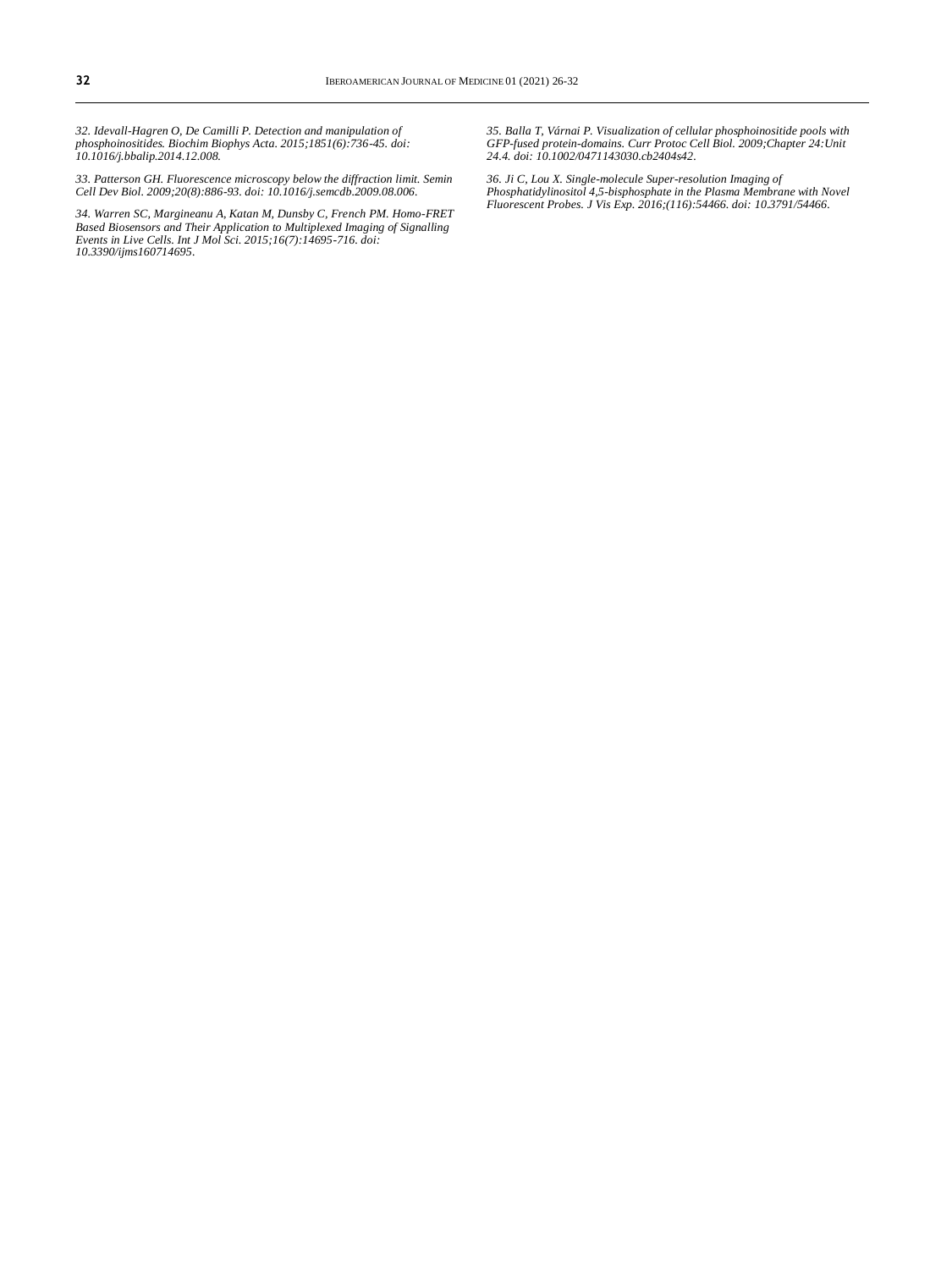*32. Idevall-Hagren O, De Camilli P. Detection and manipulation of phosphoinositides. Biochim Biophys Acta. 2015;1851(6):736-45. doi: 10.1016/j.bbalip.2014.12.008.*

*33. Patterson GH. Fluorescence microscopy below the diffraction limit. Semin Cell Dev Biol. 2009;20(8):886-93. doi: 10.1016/j.semcdb.2009.08.006.*

*34. Warren SC, Margineanu A, Katan M, Dunsby C, French PM. Homo-FRET Based Biosensors and Their Application to Multiplexed Imaging of Signalling Events in Live Cells. Int J Mol Sci. 2015;16(7):14695-716. doi: 10.3390/ijms160714695.*

*35. Balla T, Várnai P. Visualization of cellular phosphoinositide pools with GFP-fused protein-domains. Curr Protoc Cell Biol. 2009;Chapter 24:Unit 24.4. doi: 10.1002/0471143030.cb2404s42.*

*36. Ji C, Lou X. Single-molecule Super-resolution Imaging of Phosphatidylinositol 4,5-bisphosphate in the Plasma Membrane with Novel Fluorescent Probes. J Vis Exp. 2016;(116):54466. doi: 10.3791/54466.*